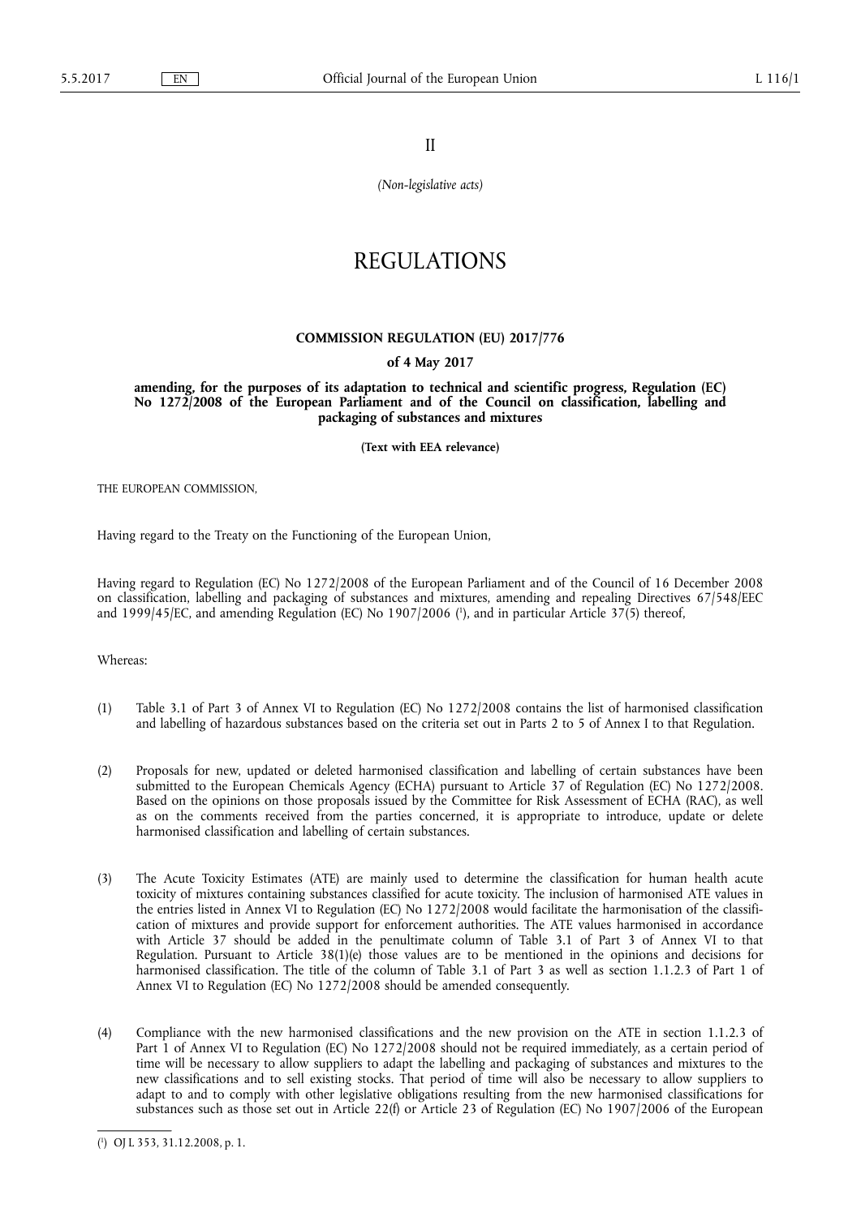II

*(Non-legislative acts)*

# REGULATIONS

## COMMISSION REGULATION (EU) 2017/776

### of 4 May 2017

### amending, for the purposes of its adaptation to technical and scientific progress, Regulation (EC) No 1272/2008 of the European Parliament and of the Council on classification, labelling and packaging of substances and mixtures

**(Text with EEA relevance)**

THE EUROPEAN COMMISSION,

Having regard to the Treaty on the Functioning of the European Union,

Having regard to Regulation (EC) No 1272/2008 of the European Parliament and of the Council of 16 December 2008 on classification, labelling and packaging of substances and mixtures, amending and repealing Directives 67/548/EEC and 1999/45/EC, and amending Regulation (EC) No 1907/2006 [1], and in particular Article 37(5) thereof,

Whereas:

(1) Table 3.1 of Part 3 of Annex VI to Regulation (EC) No 1272/2008 contains the list of harmonised classification and labelling of hazardous substances based on the criteria set out in Parts 2 to 5 of Annex I to that Regulation.

(2) Proposals for new, updated or deleted harmonised classification and labelling of certain substances have been submitted to the European Chemicals Agency (ECHA) pursuant to Article 37 of Regulation (EC) No 1272/2008. Based on the opinions on those proposals issued by the Committee for Risk Assessment of ECHA (RAC), as well as on the comments received from the parties concerned, it is appropriate to introduce, update or delete harmonised classification and labelling of certain substances.

(3) The Acute Toxicity Estimates (ATE) are mainly used to determine the classification for human health acute toxicity of mixtures containing substances classified for acute toxicity. The inclusion of harmonised ATE values in the entries listed in Annex VI to Regulation (EC) No 1272/2008 would facilitate the harmonisation of the classification of mixtures and provide support for enforcement authorities. The ATE values harmonised in accordance with Article 37 should be added in the penultimate column of Table 3.1 of Part 3 of Annex VI to that Regulation. Pursuant to Article 38(1)(e) those values are to be mentioned in the opinions and decisions for harmonised classification. The title of the column of Table 3.1 of Part 3 as well as section 1.1.2.3 of Part 1 of Annex VI to Regulation (EC) No 1272/2008 should be amended consequently.

(4) Compliance with the new harmonised classifications and the new provision on the ATE in section 1.1.2.3 of Part 1 of Annex VI to Regulation (EC) No 1272/2008 should not be required immediately, as a certain period of time will be necessary to allow suppliers to adapt the labelling and packaging of substances and mixtures to the new classifications and to sell existing stocks. That period of time will also be necessary to allow suppliers to adapt to and to comply with other legislative obligations resulting from the new harmonised classifications for substances such as those set out in Article 22(f) or Article 23 of Regulation (EC) No 1907/2006 of the European

---

[1] OJ L 353, 31.12.2008, p. 1.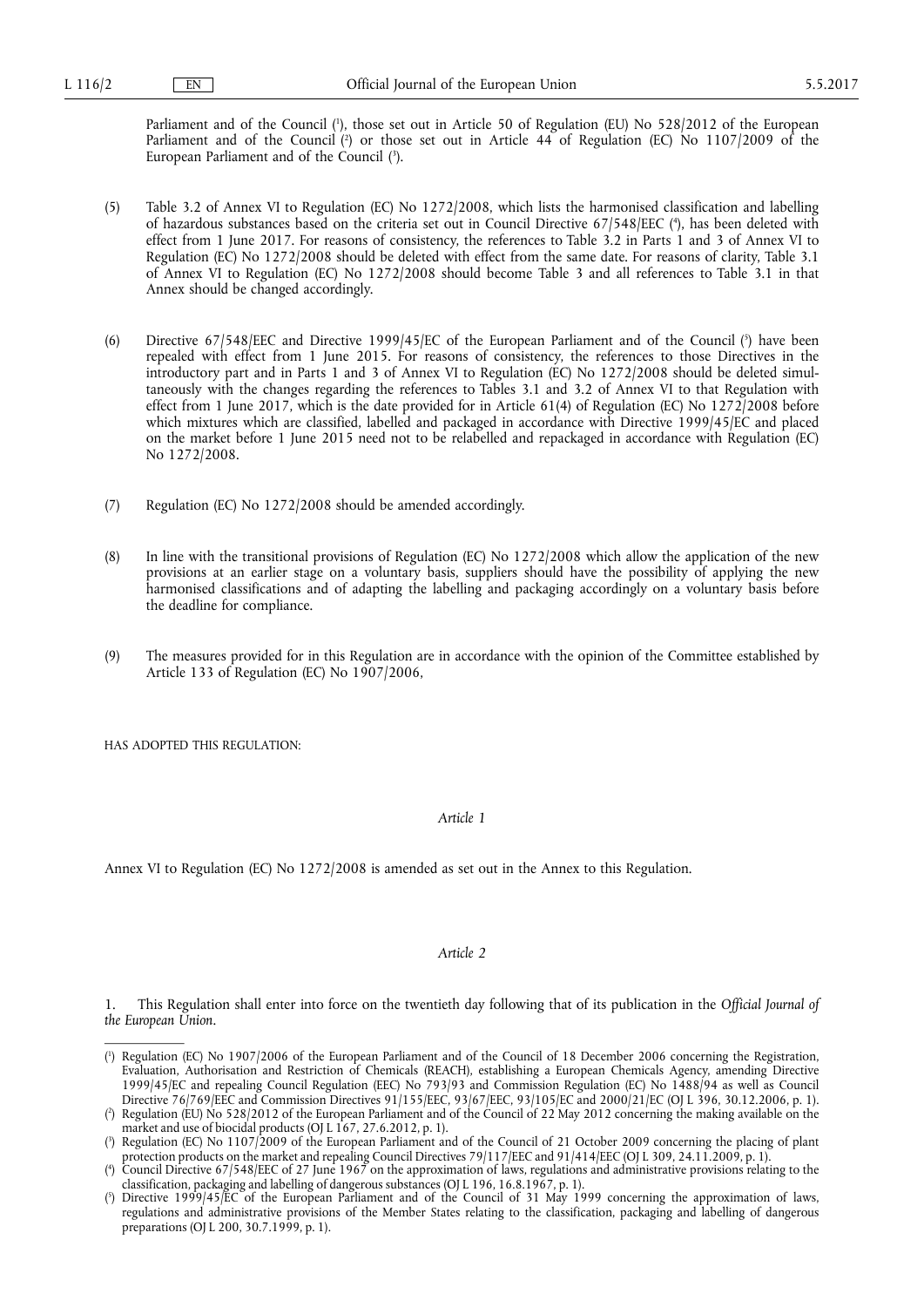Parliament and of the Council [1], those set out in Article 50 of Regulation (EU) No 528/2012 of the European Parliament and of the Council [2] or those set out in Article 44 of Regulation (EC) No 1107/2009 of the European Parliament and of the Council [3].

(5) Table 3.2 of Annex VI to Regulation (EC) No 1272/2008, which lists the harmonised classification and labelling of hazardous substances based on the criteria set out in Council Directive 67/548/EEC [4], has been deleted with effect from 1 June 2017. For reasons of consistency, the references to Table 3.2 in Parts 1 and 3 of Annex VI to Regulation (EC) No 1272/2008 should be deleted with effect from the same date. For reasons of clarity, Table 3.1 of Annex VI to Regulation (EC) No 1272/2008 should become Table 3 and all references to Table 3.1 in that Annex should be changed accordingly.

(6) Directive 67/548/EEC and Directive 1999/45/EC of the European Parliament and of the Council [5] have been repealed with effect from 1 June 2015. For reasons of consistency, the references to those Directives in the introductory part and in Parts 1 and 3 of Annex VI to Regulation (EC) No 1272/2008 should be deleted simultaneously with the changes regarding the references to Tables 3.1 and 3.2 of Annex VI to that Regulation with effect from 1 June 2017, which is the date provided for in Article 61(4) of Regulation (EC) No 1272/2008 before which mixtures which are classified, labelled and packaged in accordance with Directive 1999/45/EC and placed on the market before 1 June 2015 need not to be relabelled and repackaged in accordance with Regulation (EC) No 1272/2008.

(7) Regulation (EC) No 1272/2008 should be amended accordingly.

(8) In line with the transitional provisions of Regulation (EC) No 1272/2008 which allow the application of the new provisions at an earlier stage on a voluntary basis, suppliers should have the possibility of applying the new harmonised classifications and of adapting the labelling and packaging accordingly on a voluntary basis before the deadline for compliance.

(9) The measures provided for in this Regulation are in accordance with the opinion of the Committee established by Article 133 of Regulation (EC) No 1907/2006,

HAS ADOPTED THIS REGULATION:

*Article 1*

Annex VI to Regulation (EC) No 1272/2008 is amended as set out in the Annex to this Regulation.

*Article 2*

1. This Regulation shall enter into force on the twentieth day following that of its publication in the *Official Journal of the European Union*.

---

[1] Regulation (EC) No 1907/2006 of the European Parliament and of the Council of 18 December 2006 concerning the Registration, Evaluation, Authorisation and Restriction of Chemicals (REACH), establishing a European Chemicals Agency, amending Directive 1999/45/EC and repealing Council Regulation (EEC) No 793/93 and Commission Regulation (EC) No 1488/94 as well as Council Directive 76/769/EEC and Commission Directives 91/155/EEC, 93/67/EEC, 93/105/EC and 2000/21/EC (OJ L 396, 30.12.2006, p. 1).

[2] Regulation (EU) No 528/2012 of the European Parliament and of the Council of 22 May 2012 concerning the making available on the market and use of biocidal products (OJ L 167, 27.6.2012, p. 1).

[3] Regulation (EC) No 1107/2009 of the European Parliament and of the Council of 21 October 2009 concerning the placing of plant protection products on the market and repealing Council Directives 79/117/EEC and 91/414/EEC (OJ L 309, 24.11.2009, p. 1).

[4] Council Directive 67/548/EEC of 27 June 1967 on the approximation of laws, regulations and administrative provisions relating to the classification, packaging and labelling of dangerous substances (OJ L 196, 16.8.1967, p. 1).

[5] Directive 1999/45/EC of the European Parliament and of the Council of 31 May 1999 concerning the approximation of laws, regulations and administrative provisions of the Member States relating to the classification, packaging and labelling of dangerous preparations (OJ L 200, 30.7.1999, p. 1).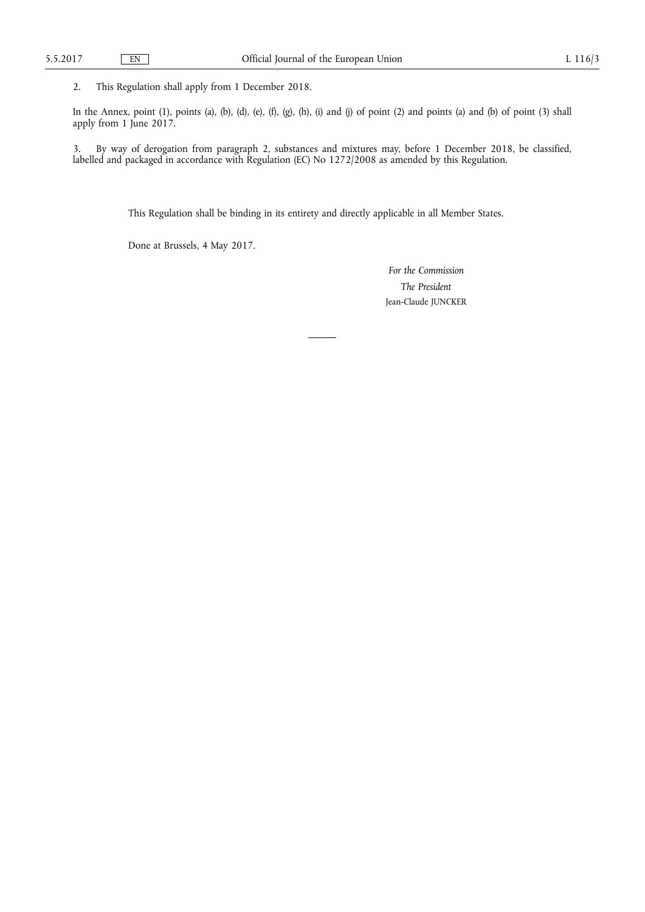2. This Regulation shall apply from 1 December 2018.

In the Annex, point (1), points (a), (b), (d), (e), (f), (g), (h), (i) and (j) of point (2) and points (a) and (b) of point (3) shall apply from 1 June 2017.

3. By way of derogation from paragraph 2, substances and mixtures may, before 1 December 2018, be classified, labelled and packaged in accordance with Regulation (EC) No 1272/2008 as amended by this Regulation.

This Regulation shall be binding in its entirety and directly applicable in all Member States.

Done at Brussels, 4 May 2017.

*For the Commission*

*The President*

Jean-Claude JUNCKER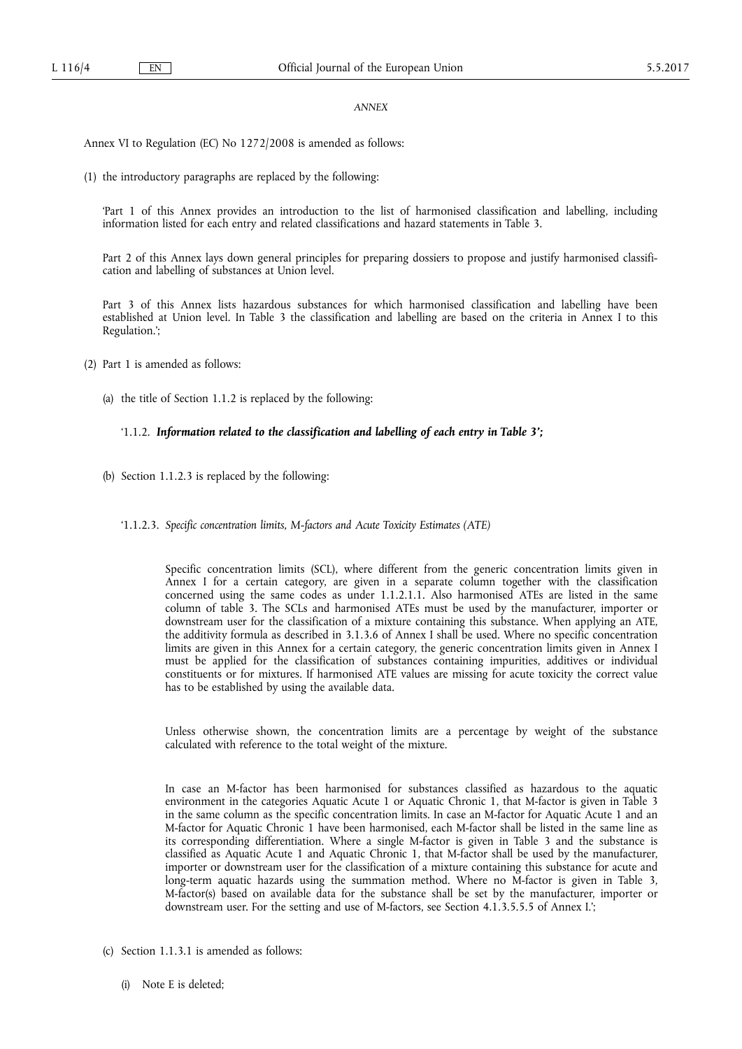*ANNEX*

Annex VI to Regulation (EC) No 1272/2008 is amended as follows:

(1) the introductory paragraphs are replaced by the following:

'Part 1 of this Annex provides an introduction to the list of harmonised classification and labelling, including information listed for each entry and related classifications and hazard statements in Table 3.

Part 2 of this Annex lays down general principles for preparing dossiers to propose and justify harmonised classification and labelling of substances at Union level.

Part 3 of this Annex lists hazardous substances for which harmonised classification and labelling have been established at Union level. In Table 3 the classification and labelling are based on the criteria in Annex I to this Regulation.';

(2) Part 1 is amended as follows:

(a) the title of Section 1.1.2 is replaced by the following:

'1.1.2. ***Information related to the classification and labelling of each entry in Table 3';***

(b) Section 1.1.2.3 is replaced by the following:

'1.1.2.3. *Specific concentration limits, M-factors and Acute Toxicity Estimates (ATE)*

Specific concentration limits (SCL), where different from the generic concentration limits given in Annex I for a certain category, are given in a separate column together with the classification concerned using the same codes as under 1.1.2.1.1. Also harmonised ATEs are listed in the same column of table 3. The SCLs and harmonised ATEs must be used by the manufacturer, importer or downstream user for the classification of a mixture containing this substance. When applying an ATE, the additivity formula as described in 3.1.3.6 of Annex I shall be used. Where no specific concentration limits are given in this Annex for a certain category, the generic concentration limits given in Annex I must be applied for the classification of substances containing impurities, additives or individual constituents or for mixtures. If harmonised ATE values are missing for acute toxicity the correct value has to be established by using the available data.

Unless otherwise shown, the concentration limits are a percentage by weight of the substance calculated with reference to the total weight of the mixture.

In case an M-factor has been harmonised for substances classified as hazardous to the aquatic environment in the categories Aquatic Acute 1 or Aquatic Chronic 1, that M-factor is given in Table 3 in the same column as the specific concentration limits. In case an M-factor for Aquatic Acute 1 and an M-factor for Aquatic Chronic 1 have been harmonised, each M-factor shall be listed in the same line as its corresponding differentiation. Where a single M-factor is given in Table 3 and the substance is classified as Aquatic Acute 1 and Aquatic Chronic 1, that M-factor shall be used by the manufacturer, importer or downstream user for the classification of a mixture containing this substance for acute and long-term aquatic hazards using the summation method. Where no M-factor is given in Table 3, M-factor(s) based on available data for the substance shall be set by the manufacturer, importer or downstream user. For the setting and use of M-factors, see Section 4.1.3.5.5.5 of Annex I.';

(c) Section 1.1.3.1 is amended as follows:

(i) Note E is deleted;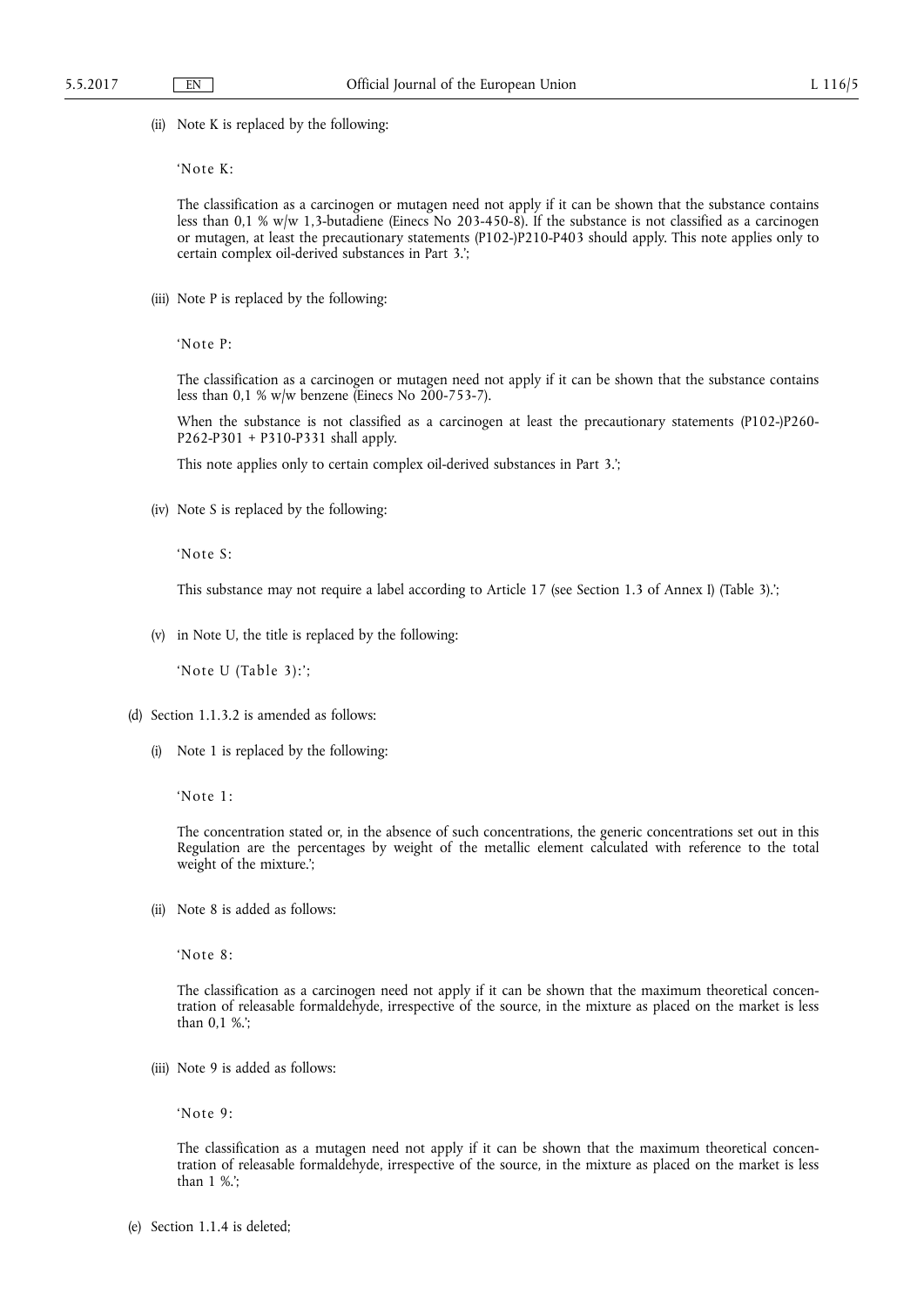(ii) Note K is replaced by the following:

'Note K:

The classification as a carcinogen or mutagen need not apply if it can be shown that the substance contains less than 0,1 % w/w 1,3-butadiene (Einecs No 203-450-8). If the substance is not classified as a carcinogen or mutagen, at least the precautionary statements (P102-)P210-P403 should apply. This note applies only to certain complex oil-derived substances in Part 3.';

(iii) Note P is replaced by the following:

'Note P:

The classification as a carcinogen or mutagen need not apply if it can be shown that the substance contains less than 0,1 % w/w benzene (Einecs No 200-753-7).

When the substance is not classified as a carcinogen at least the precautionary statements (P102-)P260-P262-P301 + P310-P331 shall apply.

This note applies only to certain complex oil-derived substances in Part 3.';

(iv) Note S is replaced by the following:

'Note S:

This substance may not require a label according to Article 17 (see Section 1.3 of Annex I) (Table 3).';

(v) in Note U, the title is replaced by the following:

'Note U (Table 3):';

(d) Section 1.1.3.2 is amended as follows:

(i) Note 1 is replaced by the following:

'Note 1:

The concentration stated or, in the absence of such concentrations, the generic concentrations set out in this Regulation are the percentages by weight of the metallic element calculated with reference to the total weight of the mixture.';

(ii) Note 8 is added as follows:

'Note 8:

The classification as a carcinogen need not apply if it can be shown that the maximum theoretical concentration of releasable formaldehyde, irrespective of the source, in the mixture as placed on the market is less than 0,1 %.';

(iii) Note 9 is added as follows:

'Note 9:

The classification as a mutagen need not apply if it can be shown that the maximum theoretical concentration of releasable formaldehyde, irrespective of the source, in the mixture as placed on the market is less than 1 %.';

(e) Section 1.1.4 is deleted;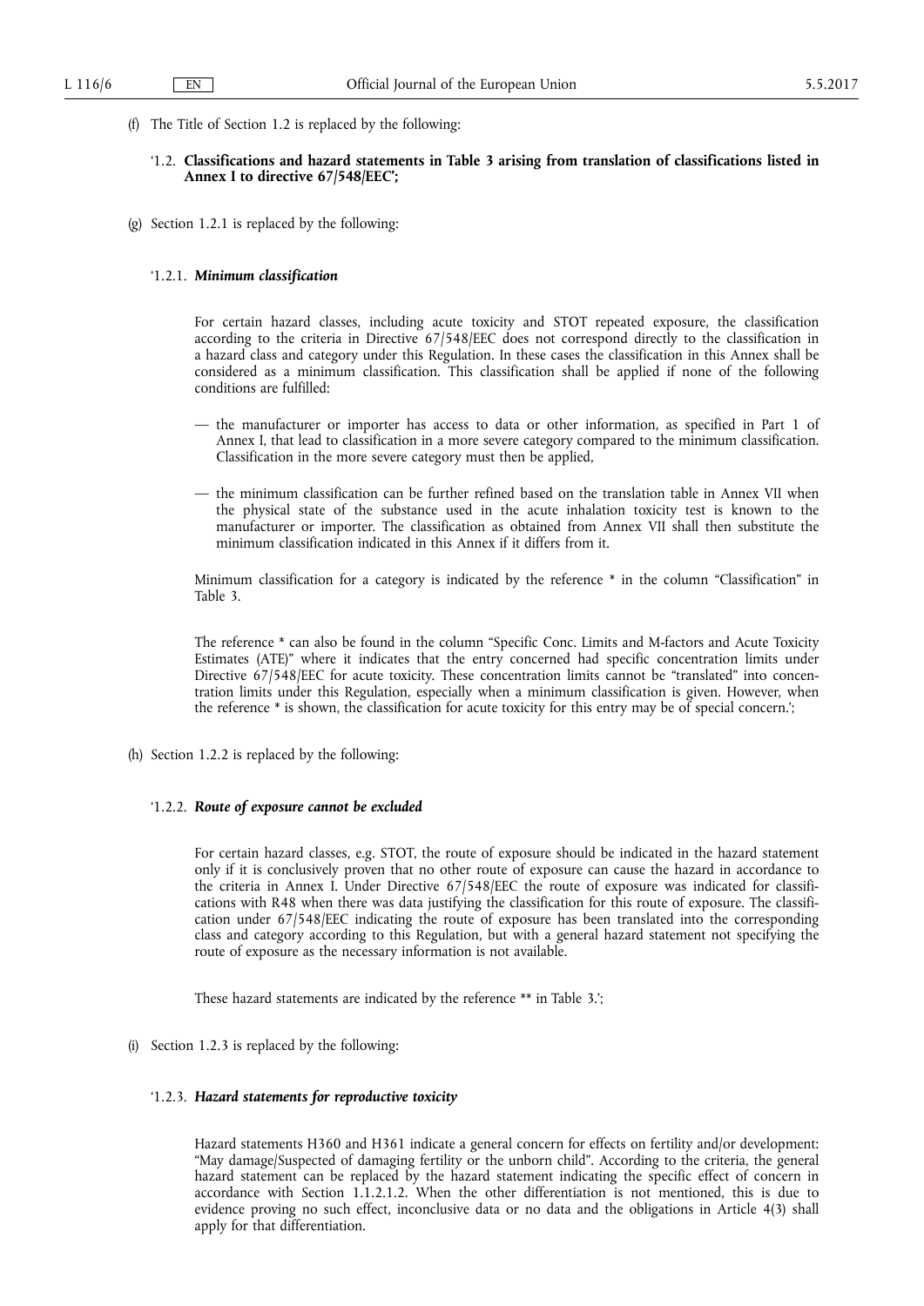(f) The Title of Section 1.2 is replaced by the following:

'1.2. **Classifications and hazard statements in Table 3 arising from translation of classifications listed in Annex I to directive 67/548/EEC';**

(g) Section 1.2.1 is replaced by the following:

'1.2.1. ***Minimum classification***

For certain hazard classes, including acute toxicity and STOT repeated exposure, the classification according to the criteria in Directive 67/548/EEC does not correspond directly to the classification in a hazard class and category under this Regulation. In these cases the classification in this Annex shall be considered as a minimum classification. This classification shall be applied if none of the following conditions are fulfilled:

— the manufacturer or importer has access to data or other information, as specified in Part 1 of Annex I, that lead to classification in a more severe category compared to the minimum classification. Classification in the more severe category must then be applied,

— the minimum classification can be further refined based on the translation table in Annex VII when the physical state of the substance used in the acute inhalation toxicity test is known to the manufacturer or importer. The classification as obtained from Annex VII shall then substitute the minimum classification indicated in this Annex if it differs from it.

Minimum classification for a category is indicated by the reference * in the column "Classification" in Table 3.

The reference * can also be found in the column "Specific Conc. Limits and M-factors and Acute Toxicity Estimates (ATE)" where it indicates that the entry concerned had specific concentration limits under Directive 67/548/EEC for acute toxicity. These concentration limits cannot be "translated" into concentration limits under this Regulation, especially when a minimum classification is given. However, when the reference * is shown, the classification for acute toxicity for this entry may be of special concern.';

(h) Section 1.2.2 is replaced by the following:

'1.2.2. ***Route of exposure cannot be excluded***

For certain hazard classes, e.g. STOT, the route of exposure should be indicated in the hazard statement only if it is conclusively proven that no other route of exposure can cause the hazard in accordance to the criteria in Annex I. Under Directive 67/548/EEC the route of exposure was indicated for classifications with R48 when there was data justifying the classification for this route of exposure. The classification under 67/548/EEC indicating the route of exposure has been translated into the corresponding class and category according to this Regulation, but with a general hazard statement not specifying the route of exposure as the necessary information is not available.

These hazard statements are indicated by the reference ** in Table 3.';

(i) Section 1.2.3 is replaced by the following:

'1.2.3. ***Hazard statements for reproductive toxicity***

Hazard statements H360 and H361 indicate a general concern for effects on fertility and/or development: "May damage/Suspected of damaging fertility or the unborn child". According to the criteria, the general hazard statement can be replaced by the hazard statement indicating the specific effect of concern in accordance with Section 1.1.2.1.2. When the other differentiation is not mentioned, this is due to evidence proving no such effect, inconclusive data or no data and the obligations in Article 4(3) shall apply for that differentiation.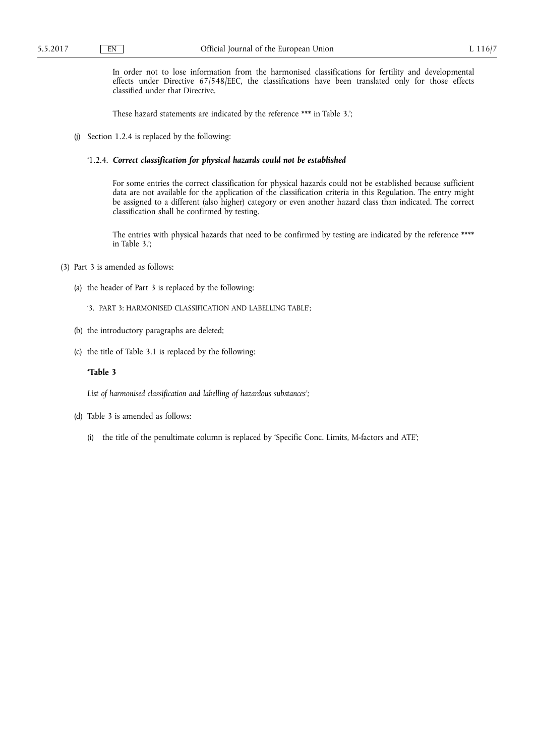In order not to lose information from the harmonised classifications for fertility and developmental effects under Directive 67/548/EEC, the classifications have been translated only for those effects classified under that Directive.

These hazard statements are indicated by the reference *** in Table 3.';

(j) Section 1.2.4 is replaced by the following:

'1.2.4. ***Correct classification for physical hazards could not be established***

For some entries the correct classification for physical hazards could not be established because sufficient data are not available for the application of the classification criteria in this Regulation. The entry might be assigned to a different (also higher) category or even another hazard class than indicated. The correct classification shall be confirmed by testing.

The entries with physical hazards that need to be confirmed by testing are indicated by the reference **** in Table 3.';

(3) Part 3 is amended as follows:

(a) the header of Part 3 is replaced by the following:

'3. PART 3: HARMONISED CLASSIFICATION AND LABELLING TABLE';

(b) the introductory paragraphs are deleted;

(c) the title of Table 3.1 is replaced by the following:

**'Table 3**

*List of harmonised classification and labelling of hazardous substances';*

(d) Table 3 is amended as follows:

(i) the title of the penultimate column is replaced by 'Specific Conc. Limits, M-factors and ATE';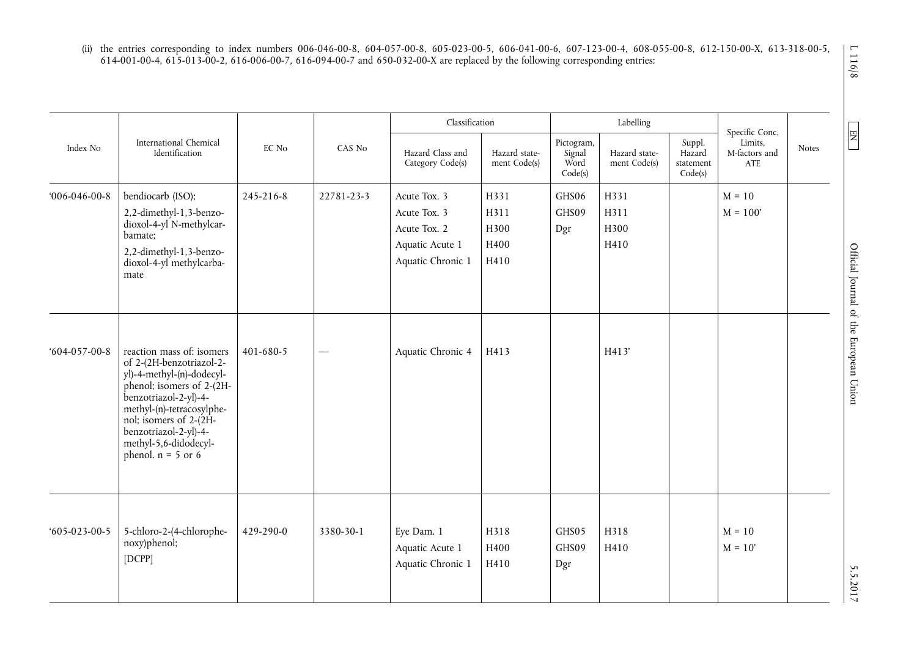(ii) the entries corresponding to index numbers 006-046-00-8, 604-057-00-8, 605-023-00-5, 606-041-00-6, 607-123-00-4, 608-055-00-8, 612-150-00-X, 613-318-00-5, 614-001-00-4, 615-013-00-2, 616-006-00-7, 616-094-00-7 and 650-032-00-X are replaced by the following corresponding entries:

| Index No | International Chemical Identification | EC No | CAS No | Classification | | Labelling | | | Specific Conc. Limits, M-factors and ATE | Notes |
|---|---|---|---|---|---|---|---|---|---|---|
| | | | | Hazard Class and Category Code(s) | Hazard statement Code(s) | Pictogram, Signal Word Code(s) | Hazard statement Code(s) | Suppl. Hazard statement Code(s) | | |
| '006-046-00-8 | bendiocarb (ISO); 2,2-dimethyl-1,3-benzodioxol-4-yl N-methylcarbamate; 2,2-dimethyl-1,3-benzodioxol-4-yl methylcarbamate | 245-216-8 | 22781-23-3 | Acute Tox. 3<br>Acute Tox. 3<br>Acute Tox. 2<br>Aquatic Acute 1<br>Aquatic Chronic 1 | H331<br>H311<br>H300<br>H400<br>H410 | GHS06<br>GHS09<br>Dgr | H331<br>H311<br>H300<br>H410 | | M = 10<br>M = 100' | |
| '604-057-00-8 | reaction mass of: isomers of 2-(2H-benzotriazol-2-yl)-4-methyl-(n)-dodecylphenol; isomers of 2-(2H-benzotriazol-2-yl)-4-methyl-(n)-tetracosylphenol; isomers of 2-(2H-benzotriazol-2-yl)-4-methyl-5,6-didodecylphenol. n = 5 or 6 | 401-680-5 | — | Aquatic Chronic 4 | H413 | | H413' | | | |
| '605-023-00-5 | 5-chloro-2-(4-chlorophenoxy)phenol; [DCPP] | 429-290-0 | 3380-30-1 | Eye Dam. 1<br>Aquatic Acute 1<br>Aquatic Chronic 1 | H318<br>H400<br>H410 | GHS05<br>GHS09<br>Dgr | H318<br>H410 | | M = 10<br>M = 10' | |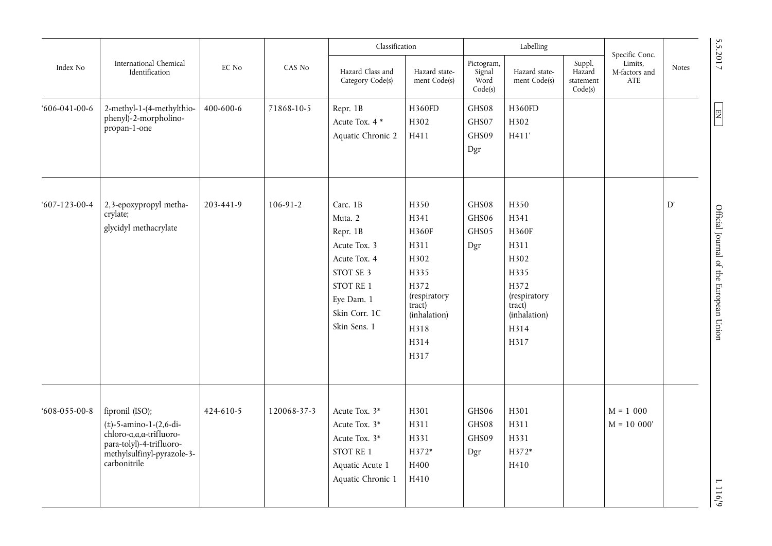| Index No | International Chemical Identification | EC No | CAS No | Classification | | Labelling | | | Specific Conc. Limits, M-factors and ATE | Notes |
|---|---|---|---|---|---|---|---|---|---|---|
| | | | | Hazard Class and Category Code(s) | Hazard statement Code(s) | Pictogram, Signal Word Code(s) | Hazard statement Code(s) | Suppl. Hazard statement Code(s) | | |
| '606-041-00-6 | 2-methyl-1-(4-methylthiophenyl)-2-morpholinopropan-1-one | 400-600-6 | 71868-10-5 | Repr. 1B<br>Acute Tox. 4 *<br>Aquatic Chronic 2 | H360FD<br>H302<br>H411 | GHS08<br>GHS07<br>GHS09<br>Dgr | H360FD<br>H302<br>H411' | | | |
| '607-123-00-4 | 2,3-epoxypropyl methacrylate;<br>glycidyl methacrylate | 203-441-9 | 106-91-2 | Carc. 1B<br>Muta. 2<br>Repr. 1B<br>Acute Tox. 3<br>Acute Tox. 4<br>STOT SE 3<br>STOT RE 1<br>Eye Dam. 1<br>Skin Corr. 1C<br>Skin Sens. 1 | H350<br>H341<br>H360F<br>H311<br>H302<br>H335<br>H372 (respiratory tract) (inhalation)<br>H318<br>H314<br>H317 | GHS08<br>GHS06<br>GHS05<br>Dgr | H350<br>H341<br>H360F<br>H311<br>H302<br>H335<br>H372 (respiratory tract) (inhalation)<br>H314<br>H317 | | | D' |
| '608-055-00-8 | fipronil (ISO);<br>(±)-5-amino-1-(2,6-dichloro-α,α,α-trifluoro-para-tolyl)-4-trifluoromethylsulfinyl-pyrazole-3-carbonitrile | 424-610-5 | 120068-37-3 | Acute Tox. 3*<br>Acute Tox. 3*<br>Acute Tox. 3*<br>STOT RE 1<br>Aquatic Acute 1<br>Aquatic Chronic 1 | H301<br>H311<br>H331<br>H372*<br>H400<br>H410 | GHS06<br>GHS08<br>GHS09<br>Dgr | H301<br>H311<br>H331<br>H372*<br>H410 | | M = 1 000<br>M = 10 000' | |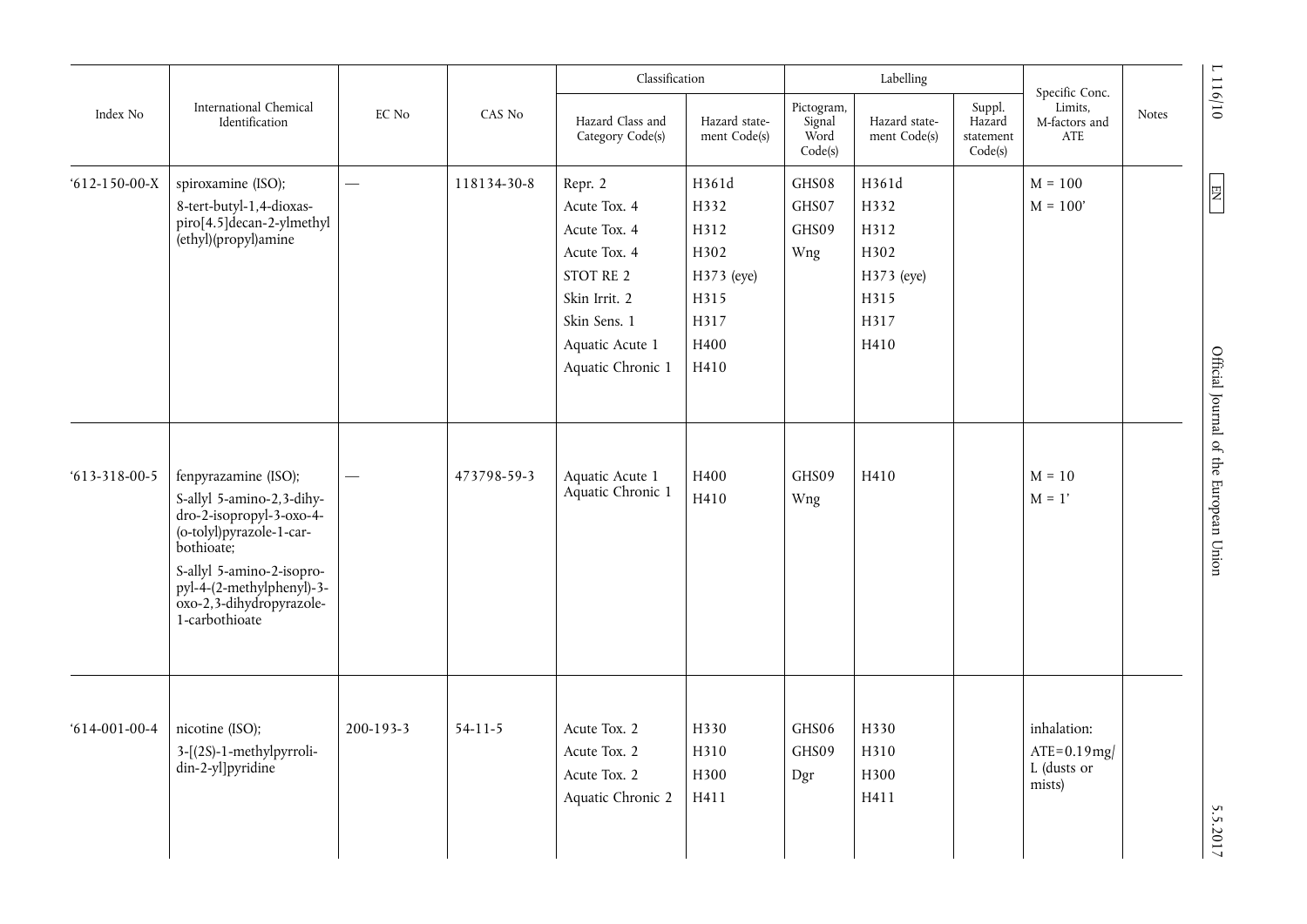| Index No | International Chemical Identification | EC No | CAS No | Classification | | Labelling | | | Specific Conc. Limits, M-factors and ATE | Notes |
|---|---|---|---|---|---|---|---|---|---|---|
| | | | | Hazard Class and Category Code(s) | Hazard statement Code(s) | Pictogram, Signal Word Code(s) | Hazard statement Code(s) | Suppl. Hazard statement Code(s) | | |
| '612-150-00-X | spiroxamine (ISO); 8-tert-butyl-1,4-dioxaspiro[4.5]decan-2-ylmethyl (ethyl)(propyl)amine | — | 118134-30-8 | Repr. 2<br>Acute Tox. 4<br>Acute Tox. 4<br>Acute Tox. 4<br>STOT RE 2<br>Skin Irrit. 2<br>Skin Sens. 1<br>Aquatic Acute 1<br>Aquatic Chronic 1 | H361d<br>H332<br>H312<br>H302<br>H373 (eye)<br>H315<br>H317<br>H400<br>H410 | GHS08<br>GHS07<br>GHS09<br>Wng | H361d<br>H332<br>H312<br>H302<br>H373 (eye)<br>H315<br>H317<br>H410 | | M = 100<br>M = 100' | |
| '613-318-00-5 | fenpyrazamine (ISO); S-allyl 5-amino-2,3-dihydro-2-isopropyl-3-oxo-4-(o-tolyl)pyrazole-1-carbothioate; S-allyl 5-amino-2-isopropyl-4-(2-methylphenyl)-3-oxo-2,3-dihydropyrazole-1-carbothioate | — | 473798-59-3 | Aquatic Acute 1<br>Aquatic Chronic 1 | H400<br>H410 | GHS09<br>Wng | H410 | | M = 10<br>M = 1' | |
| '614-001-00-4 | nicotine (ISO); 3-[(2S)-1-methylpyrrolidin-2-yl]pyridine | 200-193-3 | 54-11-5 | Acute Tox. 2<br>Acute Tox. 2<br>Acute Tox. 2<br>Aquatic Chronic 2 | H330<br>H310<br>H300<br>H411 | GHS06<br>GHS09<br>Dgr | H330<br>H310<br>H300<br>H411 | | inhalation: ATE=0.19mg/L (dusts or mists) | |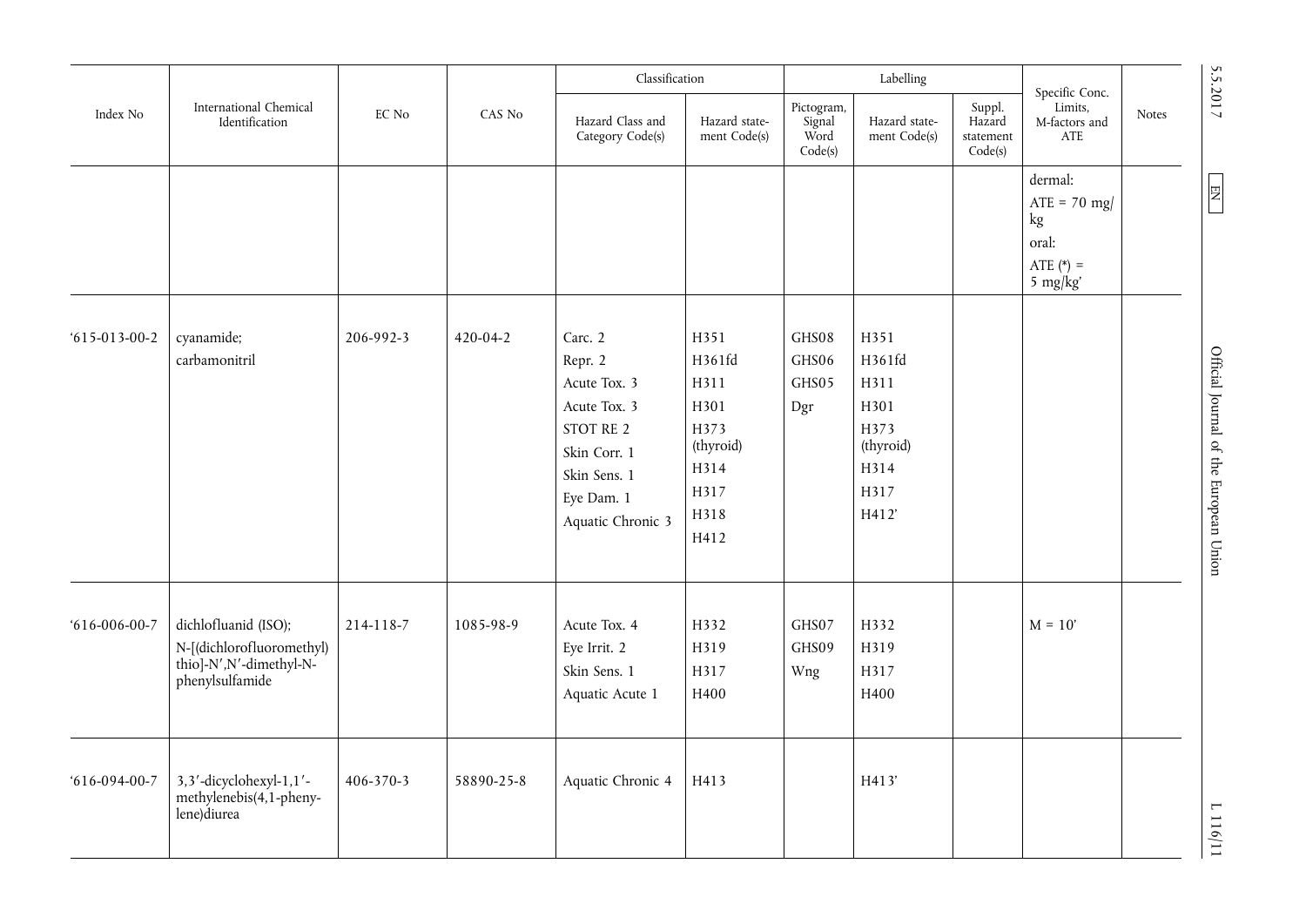| Index No | International Chemical Identification | EC No | CAS No | Classification | | Labelling | | | Specific Conc. Limits, M-factors and ATE | Notes |
|---|---|---|---|---|---|---|---|---|---|---|
| | | | | Hazard Class and Category Code(s) | Hazard statement Code(s) | Pictogram, Signal Word Code(s) | Hazard statement Code(s) | Suppl. Hazard statement Code(s) | | |
| | | | | | | | | | dermal: ATE = 70 mg/kg oral: ATE (*) = 5 mg/kg' | |
| '615-013-00-2 | cyanamide; carbamonitril | 206-992-3 | 420-04-2 | Carc. 2 Repr. 2 Acute Tox. 3 Acute Tox. 3 STOT RE 2 Skin Corr. 1 Skin Sens. 1 Eye Dam. 1 Aquatic Chronic 3 | H351 H361fd H311 H301 H373 (thyroid) H314 H317 H318 H412 | GHS08 GHS06 GHS05 Dgr | H351 H361fd H311 H301 H373 (thyroid) H314 H317 H412' | | | |
| '616-006-00-7 | dichlofluanid (ISO); N-[(dichlorofluoromethyl) thio]-N′,N′-dimethyl-N-phenylsulfamide | 214-118-7 | 1085-98-9 | Acute Tox. 4 Eye Irrit. 2 Skin Sens. 1 Aquatic Acute 1 | H332 H319 H317 H400 | GHS07 GHS09 Wng | H332 H319 H317 H400 | | M = 10' | |
| '616-094-00-7 | 3,3′-dicyclohexyl-1,1′-methylenebis(4,1-phenylene)diurea | 406-370-3 | 58890-25-8 | Aquatic Chronic 4 | H413 | | H413' | | | |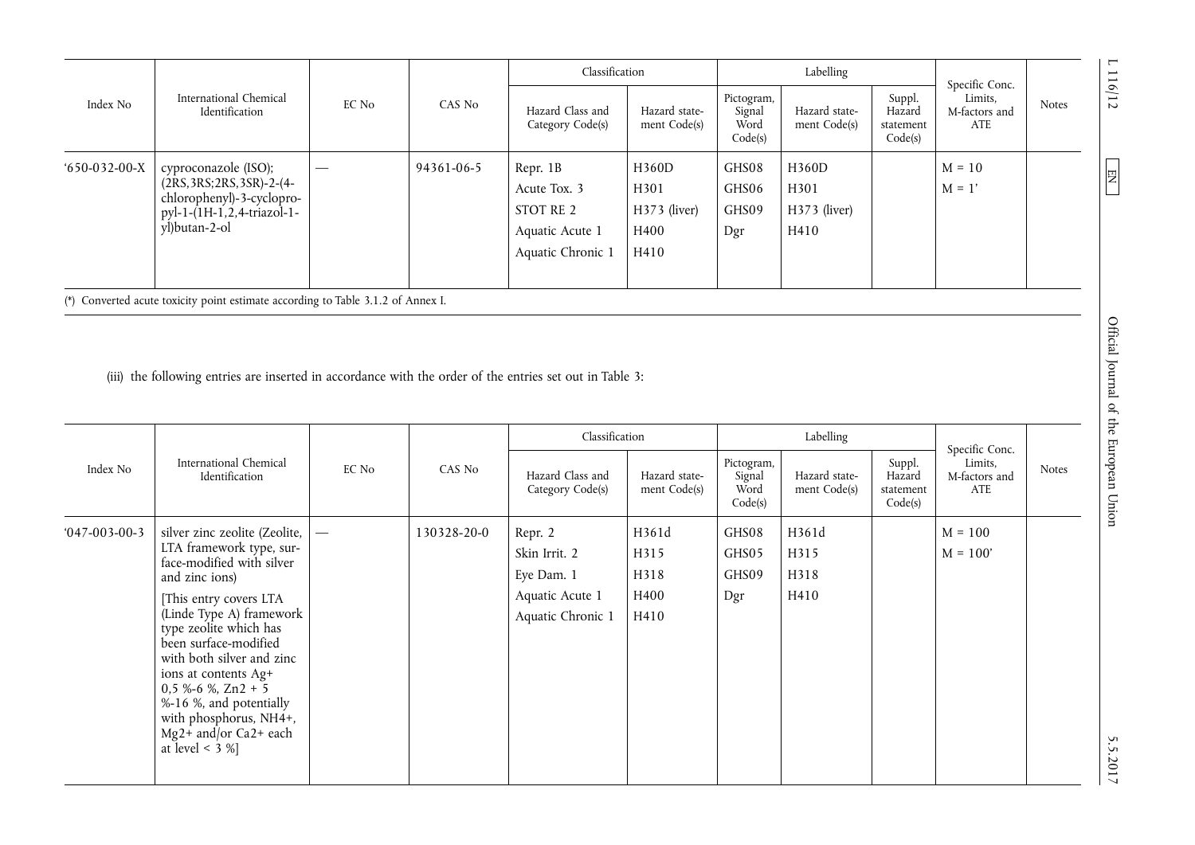| Index No | International Chemical Identification | EC No | CAS No | Classification | | Labelling | | | Specific Conc. Limits, M-factors and ATE | Notes |
|---|---|---|---|---|---|---|---|---|---|---|
| | | | | Hazard Class and Category Code(s) | Hazard statement Code(s) | Pictogram, Signal Word Code(s) | Hazard statement Code(s) | Suppl. Hazard statement Code(s) | | |
| '650-032-00-X | cyproconazole (ISO); (2RS,3RS;2RS,3SR)-2-(4-chlorophenyl)-3-cyclopropyl-1-(1H-1,2,4-triazol-1-yl)butan-2-ol | — | 94361-06-5 | Repr. 1B<br>Acute Tox. 3<br>STOT RE 2<br>Aquatic Acute 1<br>Aquatic Chronic 1 | H360D<br>H301<br>H373 (liver)<br>H400<br>H410 | GHS08<br>GHS06<br>GHS09<br>Dgr | H360D<br>H301<br>H373 (liver)<br>H410 | | M = 10<br>M = 1' | |

(*) Converted acute toxicity point estimate according to Table 3.1.2 of Annex I.

(iii) the following entries are inserted in accordance with the order of the entries set out in Table 3:

| Index No | International Chemical Identification | EC No | CAS No | Classification | | Labelling | | | Specific Conc. Limits, M-factors and ATE | Notes |
|---|---|---|---|---|---|---|---|---|---|---|
| | | | | Hazard Class and Category Code(s) | Hazard statement Code(s) | Pictogram, Signal Word Code(s) | Hazard statement Code(s) | Suppl. Hazard statement Code(s) | | |
| '047-003-00-3 | silver zinc zeolite (Zeolite, LTA framework type, surface-modified with silver and zinc ions)<br>[This entry covers LTA (Linde Type A) framework type zeolite which has been surface-modified with both silver and zinc ions at contents Ag+ 0,5 %-6 %, Zn2 + 5 %-16 %, and potentially with phosphorus, NH4+, Mg2+ and/or Ca2+ each at level < 3 %] | — | 130328-20-0 | Repr. 2<br>Skin Irrit. 2<br>Eye Dam. 1<br>Aquatic Acute 1<br>Aquatic Chronic 1 | H361d<br>H315<br>H318<br>H400<br>H410 | GHS08<br>GHS05<br>GHS09<br>Dgr | H361d<br>H315<br>H318<br>H410 | | M = 100<br>M = 100' | |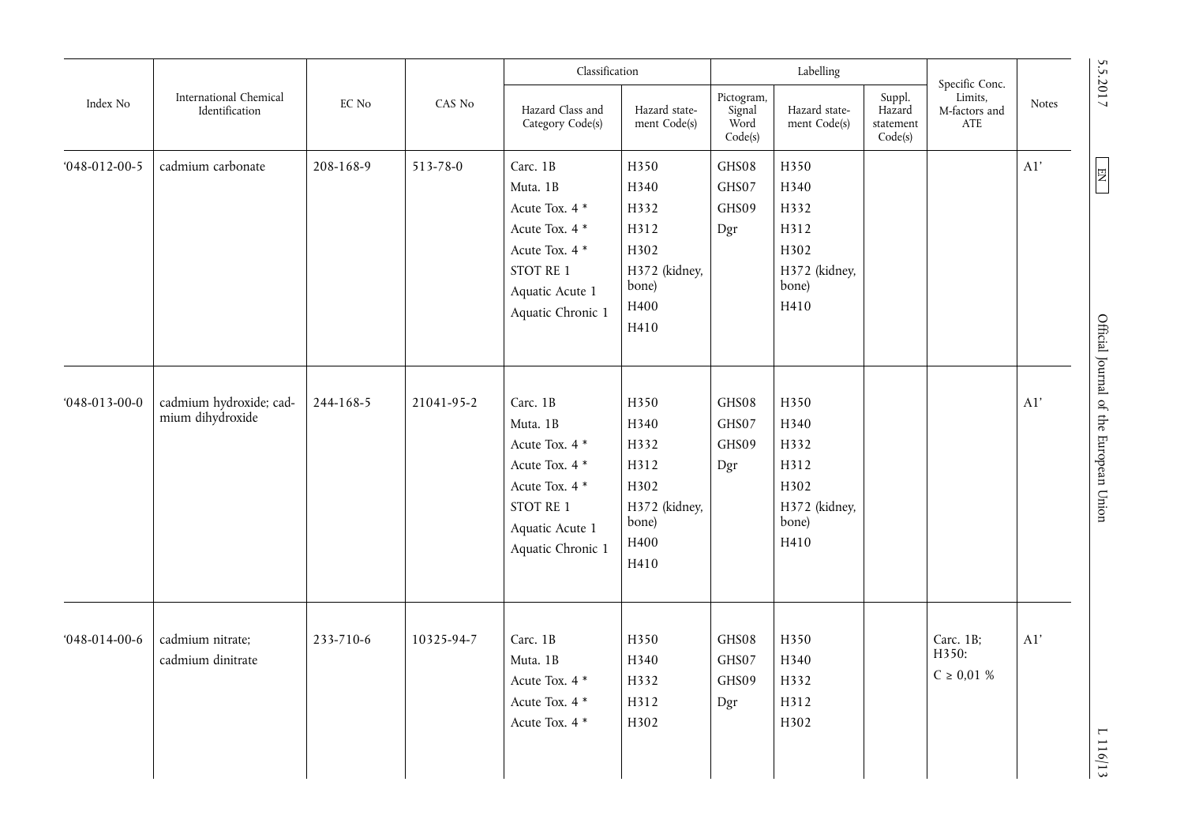| Index No | International Chemical Identification | EC No | CAS No | Classification | | Labelling | | | Specific Conc. Limits, M-factors and ATE | Notes |
|---|---|---|---|---|---|---|---|---|---|---|
| | | | | Hazard Class and Category Code(s) | Hazard statement Code(s) | Pictogram, Signal Word Code(s) | Hazard statement Code(s) | Suppl. Hazard statement Code(s) | | |
| '048-012-00-5 | cadmium carbonate | 208-168-9 | 513-78-0 | Carc. 1B<br>Muta. 1B<br>Acute Tox. 4 *<br>Acute Tox. 4 *<br>Acute Tox. 4 *<br>STOT RE 1<br>Aquatic Acute 1<br>Aquatic Chronic 1 | H350<br>H340<br>H332<br>H312<br>H302<br>H372 (kidney, bone)<br>H400<br>H410 | GHS08<br>GHS07<br>GHS09<br>Dgr | H350<br>H340<br>H332<br>H312<br>H302<br>H372 (kidney, bone)<br>H410 | | | A1' |
| '048-013-00-0 | cadmium hydroxide; cadmium dihydroxide | 244-168-5 | 21041-95-2 | Carc. 1B<br>Muta. 1B<br>Acute Tox. 4 *<br>Acute Tox. 4 *<br>Acute Tox. 4 *<br>STOT RE 1<br>Aquatic Acute 1<br>Aquatic Chronic 1 | H350<br>H340<br>H332<br>H312<br>H302<br>H372 (kidney, bone)<br>H400<br>H410 | GHS08<br>GHS07<br>GHS09<br>Dgr | H350<br>H340<br>H332<br>H312<br>H302<br>H372 (kidney, bone)<br>H410 | | | A1' |
| '048-014-00-6 | cadmium nitrate;<br>cadmium dinitrate | 233-710-6 | 10325-94-7 | Carc. 1B<br>Muta. 1B<br>Acute Tox. 4 *<br>Acute Tox. 4 *<br>Acute Tox. 4 * | H350<br>H340<br>H332<br>H312<br>H302 | GHS08<br>GHS07<br>GHS09<br>Dgr | H350<br>H340<br>H332<br>H312<br>H302 | | Carc. 1B; H350: C ≥ 0,01 % | A1' |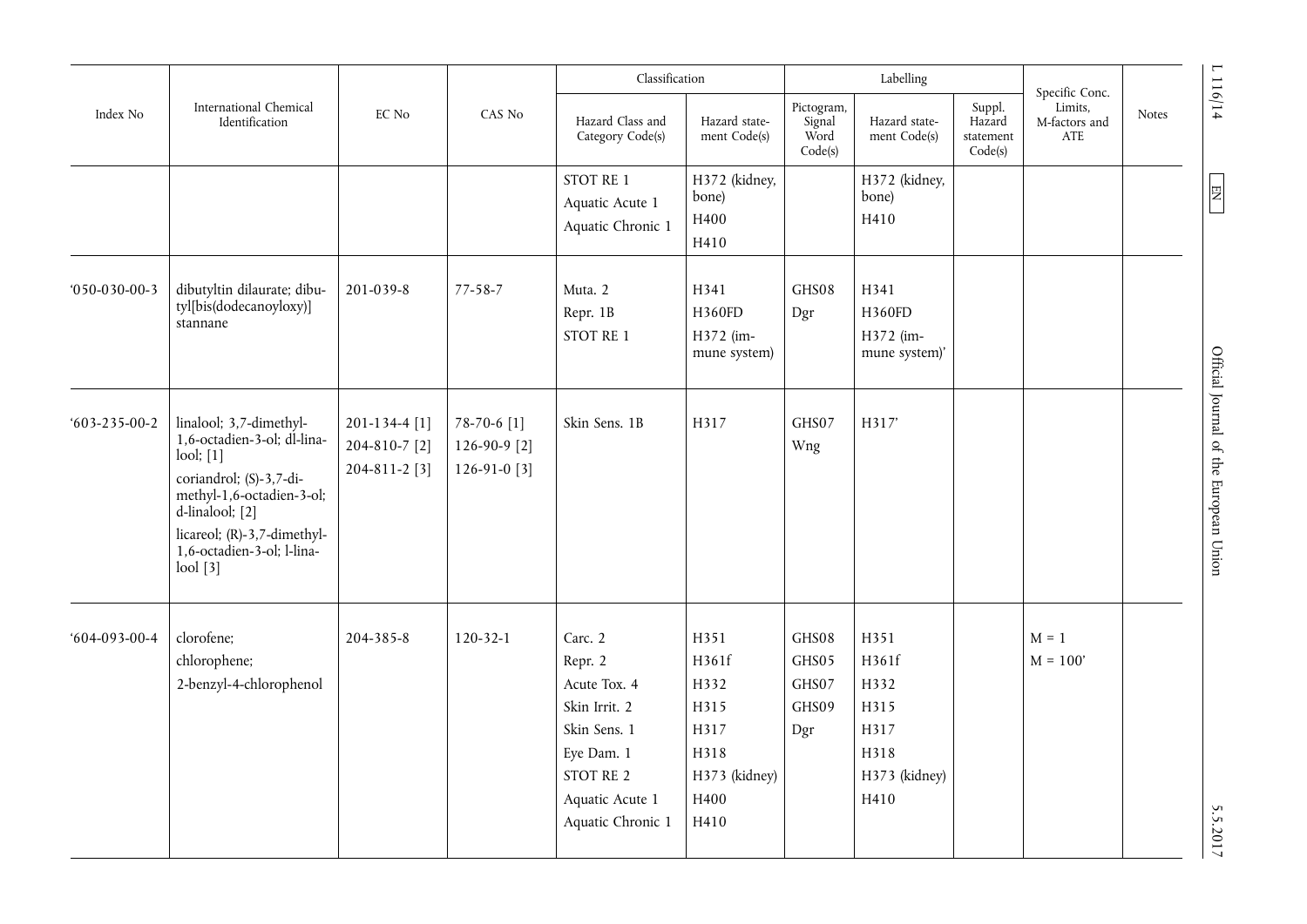| Index No | International Chemical Identification | EC No | CAS No | Classification | | Labelling | | | Specific Conc. Limits, M-factors and ATE | Notes |
|---|---|---|---|---|---|---|---|---|---|---|
| | | | | Hazard Class and Category Code(s) | Hazard statement Code(s) | Pictogram, Signal Word Code(s) | Hazard statement Code(s) | Suppl. Hazard statement Code(s) | | |
| | | | | STOT RE 1<br>Aquatic Acute 1<br>Aquatic Chronic 1 | H372 (kidney, bone)<br>H400<br>H410 | | H372 (kidney, bone)<br>H410 | | | |
| '050-030-00-3 | dibutyltin dilaurate; dibutyl[bis(dodecanoyloxy)] stannane | 201-039-8 | 77-58-7 | Muta. 2<br>Repr. 1B<br>STOT RE 1 | H341<br>H360FD<br>H372 (immune system) | GHS08<br>Dgr | H341<br>H360FD<br>H372 (immune system)' | | | |
| '603-235-00-2 | linalool; 3,7-dimethyl-1,6-octadien-3-ol; dl-linalool; [1]<br>coriandrol; (S)-3,7-dimethyl-1,6-octadien-3-ol; d-linalool; [2]<br>licareol; (R)-3,7-dimethyl-1,6-octadien-3-ol; l-linalool [3] | 201-134-4 [1]<br>204-810-7 [2]<br>204-811-2 [3] | 78-70-6 [1]<br>126-90-9 [2]<br>126-91-0 [3] | Skin Sens. 1B | H317 | GHS07<br>Wng | H317' | | | |
| '604-093-00-4 | clorofene;<br>chlorophene;<br>2-benzyl-4-chlorophenol | 204-385-8 | 120-32-1 | Carc. 2<br>Repr. 2<br>Acute Tox. 4<br>Skin Irrit. 2<br>Skin Sens. 1<br>Eye Dam. 1<br>STOT RE 2<br>Aquatic Acute 1<br>Aquatic Chronic 1 | H351<br>H361f<br>H332<br>H315<br>H317<br>H318<br>H373 (kidney)<br>H400<br>H410 | GHS08<br>GHS05<br>GHS07<br>GHS09<br>Dgr | H351<br>H361f<br>H332<br>H315<br>H317<br>H318<br>H373 (kidney)<br>H410 | | M = 1<br>M = 100' | |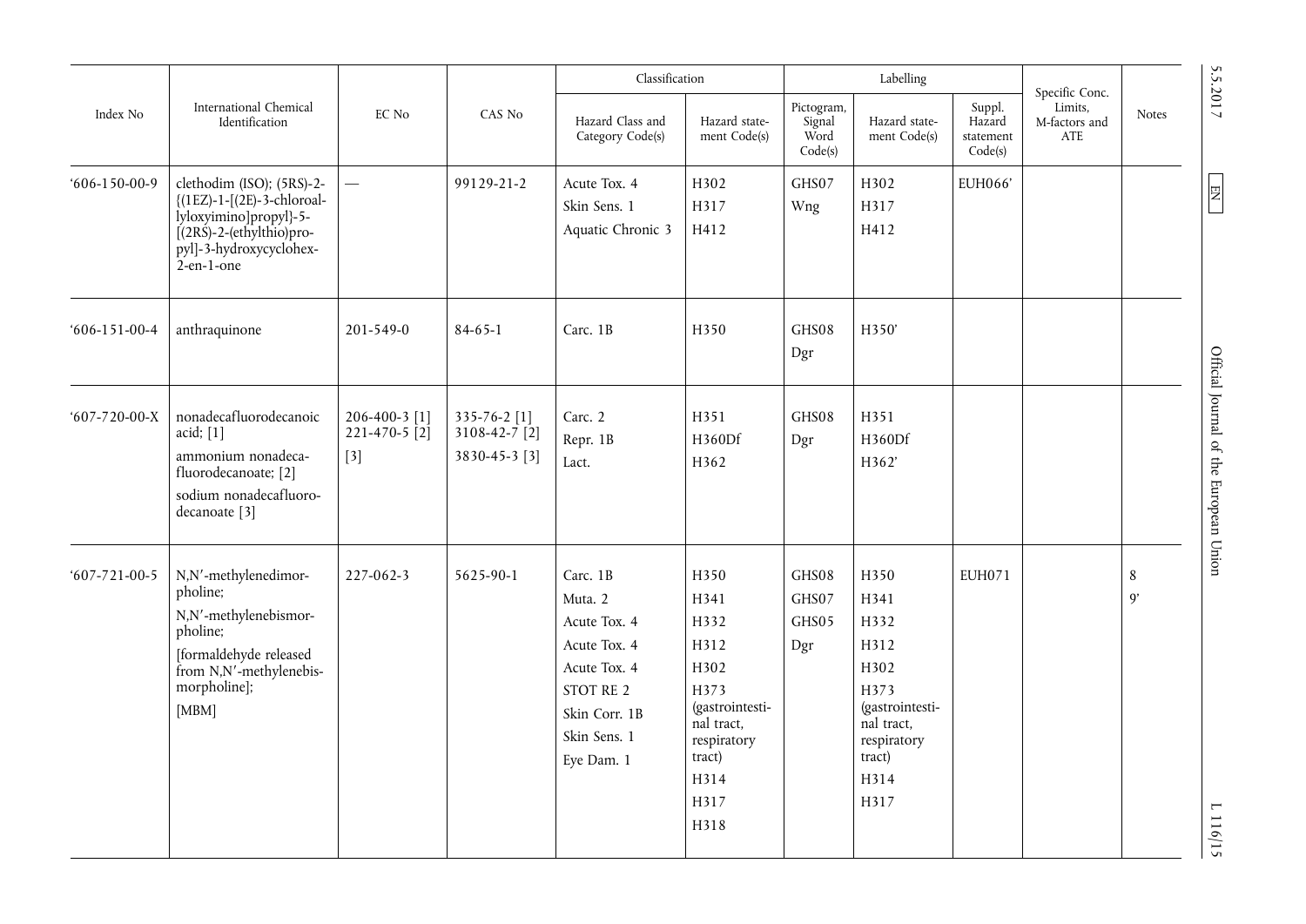| Index No | International Chemical Identification | EC No | CAS No | Classification | | Labelling | | | Specific Conc. Limits, M-factors and ATE | Notes |
|---|---|---|---|---|---|---|---|---|---|---|
| | | | | Hazard Class and Category Code(s) | Hazard statement Code(s) | Pictogram, Signal Word Code(s) | Hazard statement Code(s) | Suppl. Hazard statement Code(s) | | |
| '606-150-00-9 | clethodim (ISO); (5RS)-2-{(1EZ)-1-[(2E)-3-chloroallyloxyimino]propyl}-5-[(2RS)-2-(ethylthio)propyl]-3-hydroxycyclohex-2-en-1-one | — | 99129-21-2 | Acute Tox. 4<br>Skin Sens. 1<br>Aquatic Chronic 3 | H302<br>H317<br>H412 | GHS07<br>Wng | H302<br>H317<br>H412 | EUH066' | | |
| '606-151-00-4 | anthraquinone | 201-549-0 | 84-65-1 | Carc. 1B | H350 | GHS08<br>Dgr | H350' | | | |
| '607-720-00-X | nonadecafluorodecanoic acid; [1]<br>ammonium nonadecafluorodecanoate; [2]<br>sodium nonadecafluorodecanoate [3] | 206-400-3 [1]<br>221-470-5 [2]<br>[3] | 335-76-2 [1]<br>3108-42-7 [2]<br>3830-45-3 [3] | Carc. 2<br>Repr. 1B<br>Lact. | H351<br>H360Df<br>H362 | GHS08<br>Dgr | H351<br>H360Df<br>H362' | | | |
| '607-721-00-5 | N,N′-methylenedimorpholine;<br>N,N′-methylenebismorpholine;<br>[formaldehyde released from N,N′-methylenebismorpholine];<br>[MBM] | 227-062-3 | 5625-90-1 | Carc. 1B<br>Muta. 2<br>Acute Tox. 4<br>Acute Tox. 4<br>Acute Tox. 4<br>STOT RE 2<br>Skin Corr. 1B<br>Skin Sens. 1<br>Eye Dam. 1 | H350<br>H341<br>H332<br>H312<br>H302<br>H373 (gastrointestinal tract, respiratory tract)<br>H314<br>H317<br>H318 | GHS08<br>GHS07<br>GHS05<br>Dgr | H350<br>H341<br>H332<br>H312<br>H302<br>H373 (gastrointestinal tract, respiratory tract)<br>H314<br>H317 | EUH071 | | 8<br>9' |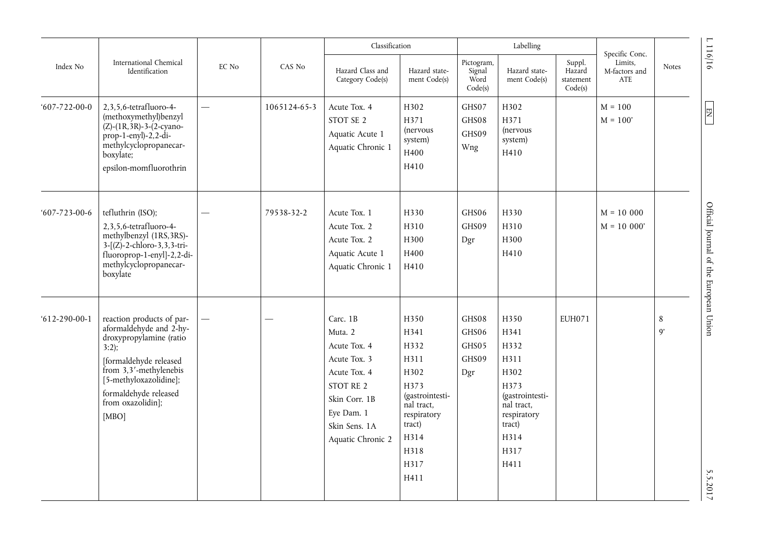| Index No | International Chemical Identification | EC No | CAS No | Classification | | Labelling | | | Specific Conc. Limits, M-factors and ATE | Notes |
|---|---|---|---|---|---|---|---|---|---|---|
| | | | | Hazard Class and Category Code(s) | Hazard statement Code(s) | Pictogram, Signal Word Code(s) | Hazard statement Code(s) | Suppl. Hazard statement Code(s) | | |
| '607-722-00-0 | 2,3,5,6-tetrafluoro-4-(methoxymethyl)benzyl (Z)-(1R,3R)-3-(2-cyano-prop-1-enyl)-2,2-dimethylcyclopropanecarboxylate; epsilon-momfluorothrin | — | 1065124-65-3 | Acute Tox. 4 STOT SE 2 Aquatic Acute 1 Aquatic Chronic 1 | H302 H371 (nervous system) H400 H410 | GHS07 GHS08 GHS09 Wng | H302 H371 (nervous system) H410 | | M = 100 M = 100' | |
| '607-723-00-6 | tefluthrin (ISO); 2,3,5,6-tetrafluoro-4-methylbenzyl (1RS,3RS)-3-[(Z)-2-chloro-3,3,3-trifluoroprop-1-enyl]-2,2-dimethylcyclopropanecarboxylate | — | 79538-32-2 | Acute Tox. 1 Acute Tox. 2 Acute Tox. 2 Aquatic Acute 1 Aquatic Chronic 1 | H330 H310 H300 H400 H410 | GHS06 GHS09 Dgr | H330 H310 H300 H410 | | M = 10 000 M = 10 000' | |
| '612-290-00-1 | reaction products of paraformaldehyde and 2-hydroxypropylamine (ratio 3:2); [formaldehyde released from 3,3′-methylenebis [5-methyloxazolidine]; formaldehyde released from oxazolidin]; [MBO] | — | — | Carc. 1B Muta. 2 Acute Tox. 4 Acute Tox. 3 Acute Tox. 4 STOT RE 2 Skin Corr. 1B Eye Dam. 1 Skin Sens. 1A Aquatic Chronic 2 | H350 H341 H332 H311 H302 H373 (gastrointestinal tract, respiratory tract) H314 H318 H317 H411 | GHS08 GHS06 GHS05 GHS09 Dgr | H350 H341 H332 H311 H302 H373 (gastrointestinal tract, respiratory tract) H314 H317 H411 | EUH071 | | 8 9' |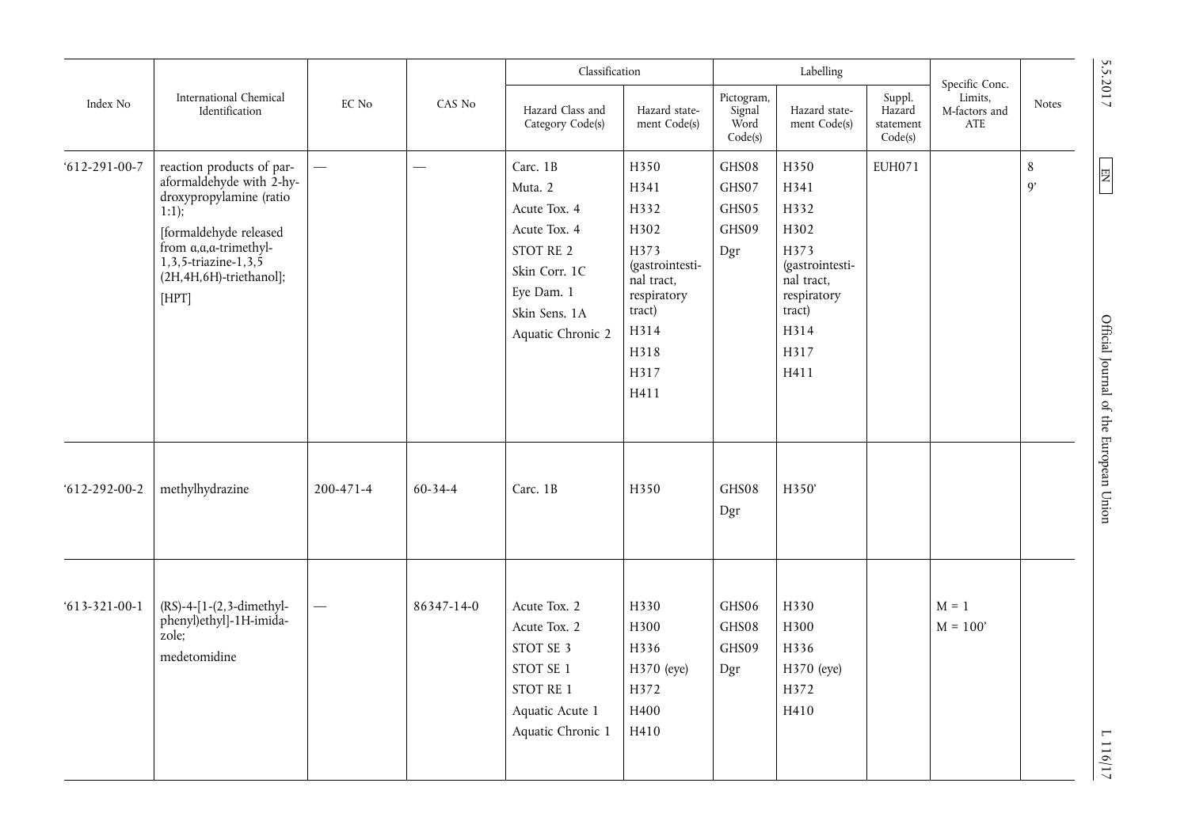| Index No | International Chemical Identification | EC No | CAS No | Classification | | Labelling | | | Specific Conc. Limits, M-factors and ATE | Notes |
|---|---|---|---|---|---|---|---|---|---|---|
| | | | | Hazard Class and Category Code(s) | Hazard statement Code(s) | Pictogram, Signal Word Code(s) | Hazard statement Code(s) | Suppl. Hazard statement Code(s) | | |
| '612-291-00-7 | reaction products of paraformaldehyde with 2-hydroxypropylamine (ratio 1:1); [formaldehyde released from α,α,α-trimethyl-1,3,5-triazine-1,3,5 (2H,4H,6H)-triethanol]; [HPT] | — | — | Carc. 1B<br>Muta. 2<br>Acute Tox. 4<br>Acute Tox. 4<br>STOT RE 2<br>Skin Corr. 1C<br>Eye Dam. 1<br>Skin Sens. 1A<br>Aquatic Chronic 2 | H350<br>H341<br>H332<br>H302<br>H373 (gastrointestinal tract, respiratory tract)<br>H314<br>H318<br>H317<br>H411 | GHS08<br>GHS07<br>GHS05<br>GHS09<br>Dgr | H350<br>H341<br>H332<br>H302<br>H373 (gastrointestinal tract, respiratory tract)<br>H314<br>H317<br>H411 | EUH071 | | 8<br>9' |
| '612-292-00-2 | methylhydrazine | 200-471-4 | 60-34-4 | Carc. 1B | H350 | GHS08<br>Dgr | H350' | | | |
| '613-321-00-1 | (RS)-4-[1-(2,3-dimethylphenyl)ethyl]-1H-imidazole; medetomidine | — | 86347-14-0 | Acute Tox. 2<br>Acute Tox. 2<br>STOT SE 3<br>STOT SE 1<br>STOT RE 1<br>Aquatic Acute 1<br>Aquatic Chronic 1 | H330<br>H300<br>H336<br>H370 (eye)<br>H372<br>H400<br>H410 | GHS06<br>GHS08<br>GHS09<br>Dgr | H330<br>H300<br>H336<br>H370 (eye)<br>H372<br>H410 | | M = 1<br>M = 100' | |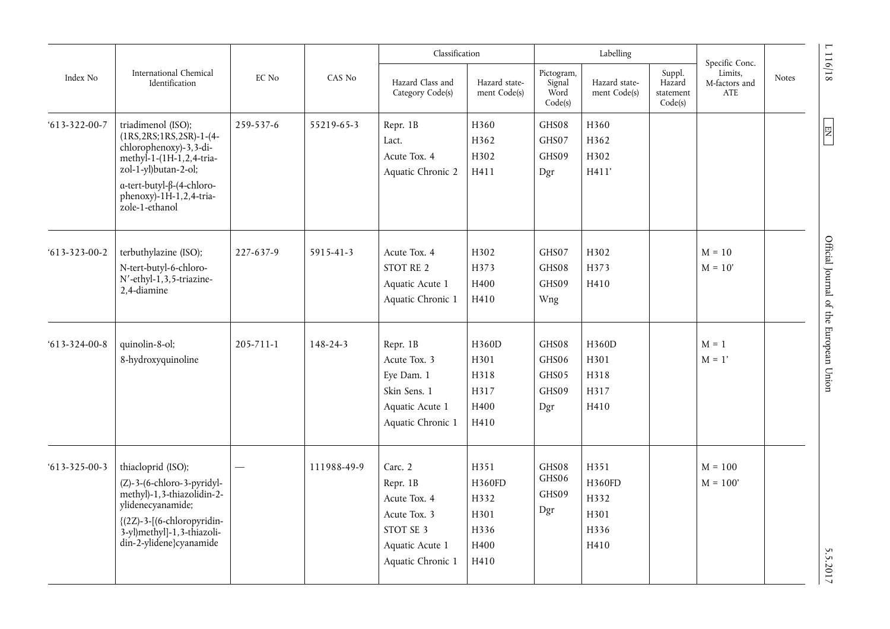| Index No | International Chemical Identification | EC No | CAS No | Classification | | Labelling | | | Specific Conc. Limits, M-factors and ATE | Notes |
|---|---|---|---|---|---|---|---|---|---|---|
| | | | | Hazard Class and Category Code(s) | Hazard statement Code(s) | Pictogram, Signal Word Code(s) | Hazard statement Code(s) | Suppl. Hazard statement Code(s) | | |
| '613-322-00-7 | triadimenol (ISO); (1RS,2RS;1RS,2SR)-1-(4-chlorophenoxy)-3,3-dimethyl-1-(1H-1,2,4-triazol-1-yl)butan-2-ol; α-tert-butyl-β-(4-chlorophenoxy)-1H-1,2,4-triazole-1-ethanol | 259-537-6 | 55219-65-3 | Repr. 1B<br>Lact.<br>Acute Tox. 4<br>Aquatic Chronic 2 | H360<br>H362<br>H302<br>H411 | GHS08<br>GHS07<br>GHS09<br>Dgr | H360<br>H362<br>H302<br>H411' | | | |
| '613-323-00-2 | terbuthylazine (ISO); N-tert-butyl-6-chloro-N′-ethyl-1,3,5-triazine-2,4-diamine | 227-637-9 | 5915-41-3 | Acute Tox. 4<br>STOT RE 2<br>Aquatic Acute 1<br>Aquatic Chronic 1 | H302<br>H373<br>H400<br>H410 | GHS07<br>GHS08<br>GHS09<br>Wng | H302<br>H373<br>H410 | | M = 10<br>M = 10' | |
| '613-324-00-8 | quinolin-8-ol; 8-hydroxyquinoline | 205-711-1 | 148-24-3 | Repr. 1B<br>Acute Tox. 3<br>Eye Dam. 1<br>Skin Sens. 1<br>Aquatic Acute 1<br>Aquatic Chronic 1 | H360D<br>H301<br>H318<br>H317<br>H400<br>H410 | GHS08<br>GHS06<br>GHS05<br>GHS09<br>Dgr | H360D<br>H301<br>H318<br>H317<br>H410 | | M = 1<br>M = 1' | |
| '613-325-00-3 | thiacloprid (ISO); (Z)-3-(6-chloro-3-pyridylmethyl)-1,3-thiazolidin-2-ylidenecyanamide; {(2Z)-3-[(6-chloropyridin-3-yl)methyl]-1,3-thiazolidin-2-ylidene}cyanamide | — | 111988-49-9 | Carc. 2<br>Repr. 1B<br>Acute Tox. 4<br>Acute Tox. 3<br>STOT SE 3<br>Aquatic Acute 1<br>Aquatic Chronic 1 | H351<br>H360FD<br>H332<br>H301<br>H336<br>H400<br>H410 | GHS08<br>GHS06<br>GHS09<br>Dgr | H351<br>H360FD<br>H332<br>H301<br>H336<br>H410 | | M = 100<br>M = 100' | |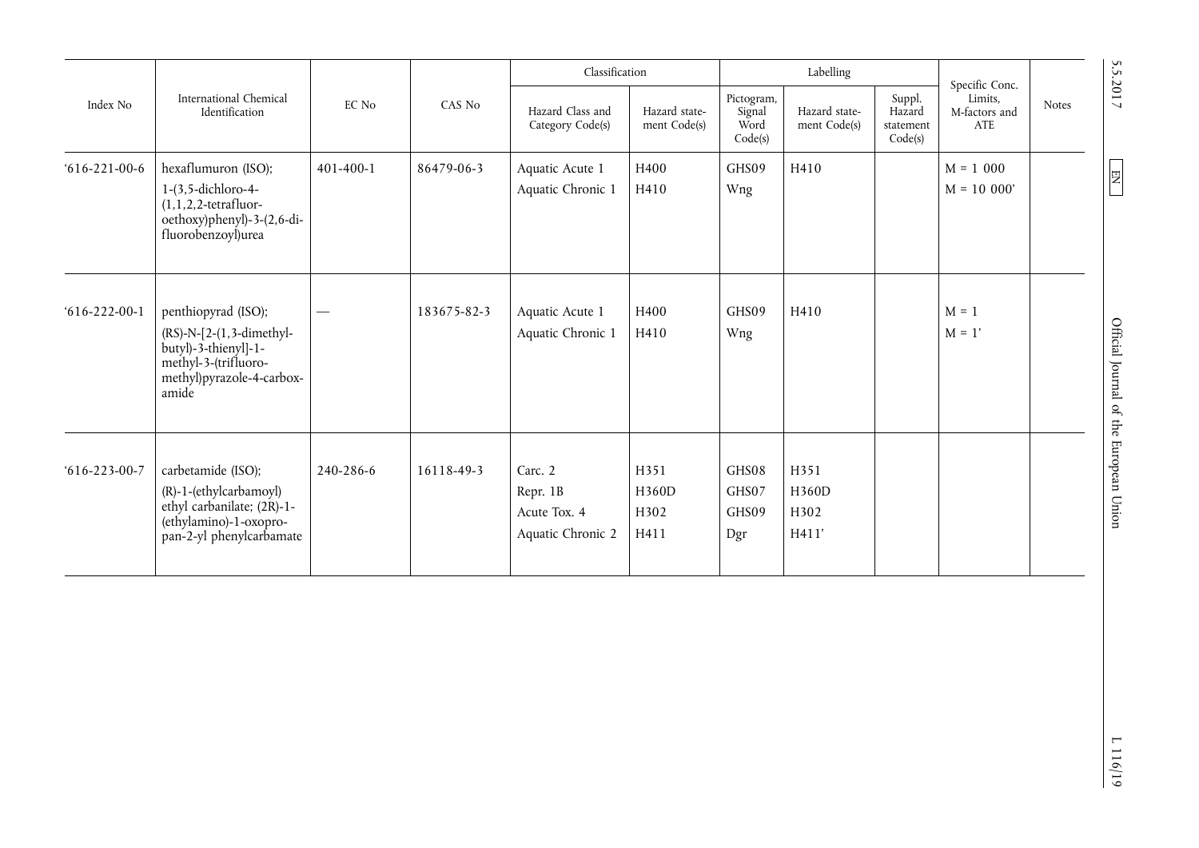| Index No | International Chemical Identification | EC No | CAS No | Classification | | Labelling | | | Specific Conc. Limits, M-factors and ATE | Notes |
|---|---|---|---|---|---|---|---|---|---|---|
| | | | | Hazard Class and Category Code(s) | Hazard statement Code(s) | Pictogram, Signal Word Code(s) | Hazard statement Code(s) | Suppl. Hazard statement Code(s) | | |
| '616-221-00-6 | hexaflumuron (ISO); 1-(3,5-dichloro-4-(1,1,2,2-tetrafluoroethoxy)phenyl)-3-(2,6-difluorobenzoyl)urea | 401-400-1 | 86479-06-3 | Aquatic Acute 1<br>Aquatic Chronic 1 | H400<br>H410 | GHS09<br>Wng | H410 | | M = 1 000<br>M = 10 000' | |
| '616-222-00-1 | penthiopyrad (ISO); (RS)-N-[2-(1,3-dimethylbutyl)-3-thienyl]-1-methyl-3-(trifluoromethyl)pyrazole-4-carboxamide | — | 183675-82-3 | Aquatic Acute 1<br>Aquatic Chronic 1 | H400<br>H410 | GHS09<br>Wng | H410 | | M = 1<br>M = 1' | |
| '616-223-00-7 | carbetamide (ISO); (R)-1-(ethylcarbamoyl) ethyl carbanilate; (2R)-1-(ethylamino)-1-oxopropan-2-yl phenylcarbamate | 240-286-6 | 16118-49-3 | Carc. 2<br>Repr. 1B<br>Acute Tox. 4<br>Aquatic Chronic 2 | H351<br>H360D<br>H302<br>H411 | GHS08<br>GHS07<br>GHS09<br>Dgr | H351<br>H360D<br>H302<br>H411' | | | |